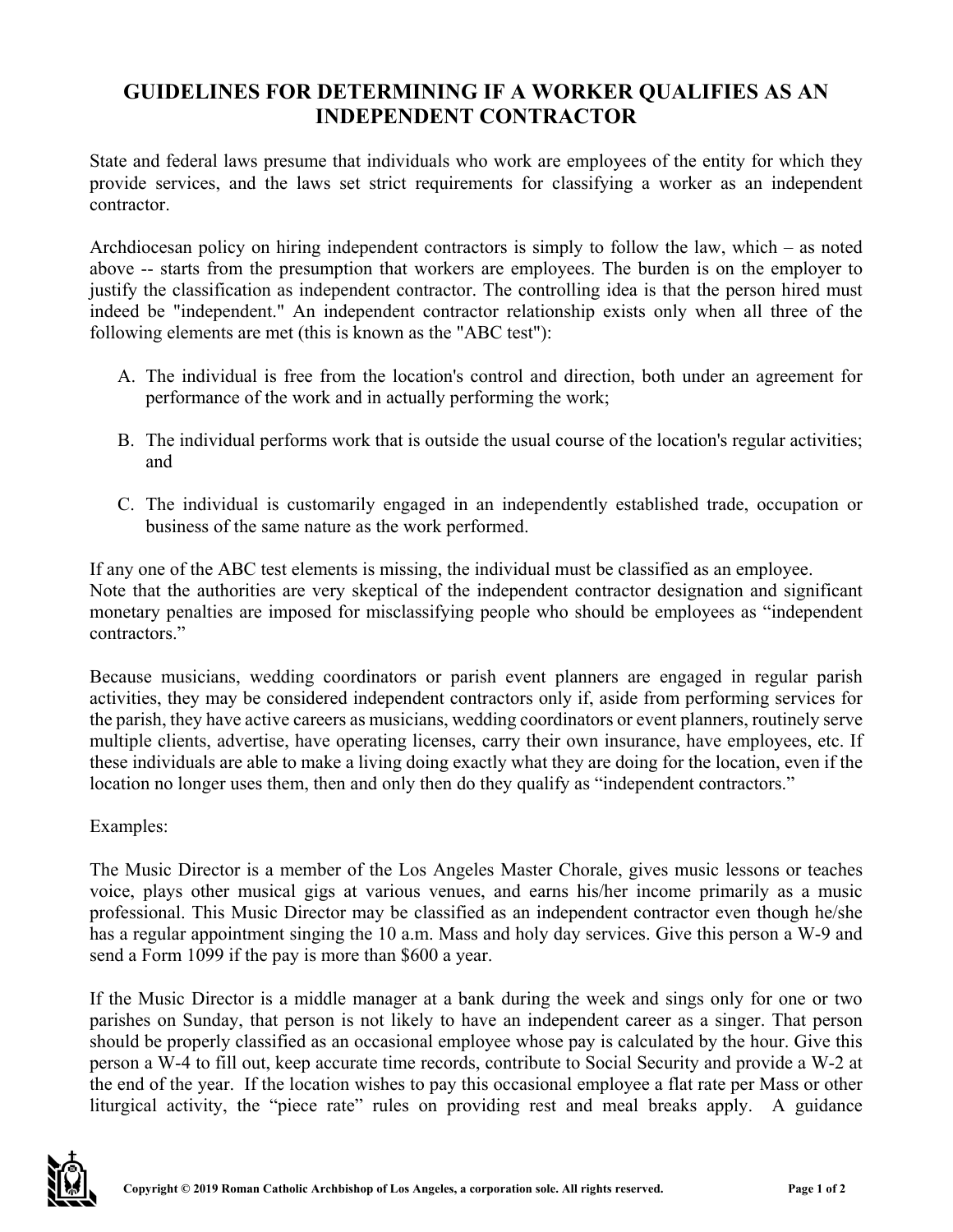# GUIDELINES FOR DETERMINING IF A WORKER QUALIFIES AS AN INDEPENDENT CONTRACTOR

State and federal laws presume that individuals who work are employees of the entity for which they provide services, and the laws set strict requirements for classifying a worker as an independent contractor.

Archdiocesan policy on hiring independent contractors is simply to follow the law, which – as noted above -- starts from the presumption that workers are employees. The burden is on the employer to justify the classification as independent contractor. The controlling idea is that the person hired must indeed be "independent." An independent contractor relationship exists only when all three of the following elements are met (this is known as the "ABC test"):

A. The individual is free from the location's control and direction, both under an agreement for performance of the work and in actually performing the work;

B. The individual performs work that is outside the usual course of the location's regular activities; and

C. The individual is customarily engaged in an independently established trade, occupation or business of the same nature as the work performed.

If any one of the ABC test elements is missing, the individual must be classified as an employee.
Note that the authorities are very skeptical of the independent contractor designation and significant monetary penalties are imposed for misclassifying people who should be employees as "independent contractors."

Because musicians, wedding coordinators or parish event planners are engaged in regular parish activities, they may be considered independent contractors only if, aside from performing services for the parish, they have active careers as musicians, wedding coordinators or event planners, routinely serve multiple clients, advertise, have operating licenses, carry their own insurance, have employees, etc. If these individuals are able to make a living doing exactly what they are doing for the location, even if the location no longer uses them, then and only then do they qualify as "independent contractors."

Examples:

The Music Director is a member of the Los Angeles Master Chorale, gives music lessons or teaches voice, plays other musical gigs at various venues, and earns his/her income primarily as a music professional. This Music Director may be classified as an independent contractor even though he/she has a regular appointment singing the 10 a.m. Mass and holy day services. Give this person a W-9 and send a Form 1099 if the pay is more than $600 a year.

If the Music Director is a middle manager at a bank during the week and sings only for one or two parishes on Sunday, that person is not likely to have an independent career as a singer. That person should be properly classified as an occasional employee whose pay is calculated by the hour. Give this person a W-4 to fill out, keep accurate time records, contribute to Social Security and provide a W-2 at the end of the year. If the location wishes to pay this occasional employee a flat rate per Mass or other liturgical activity, the "piece rate" rules on providing rest and meal breaks apply. A guidance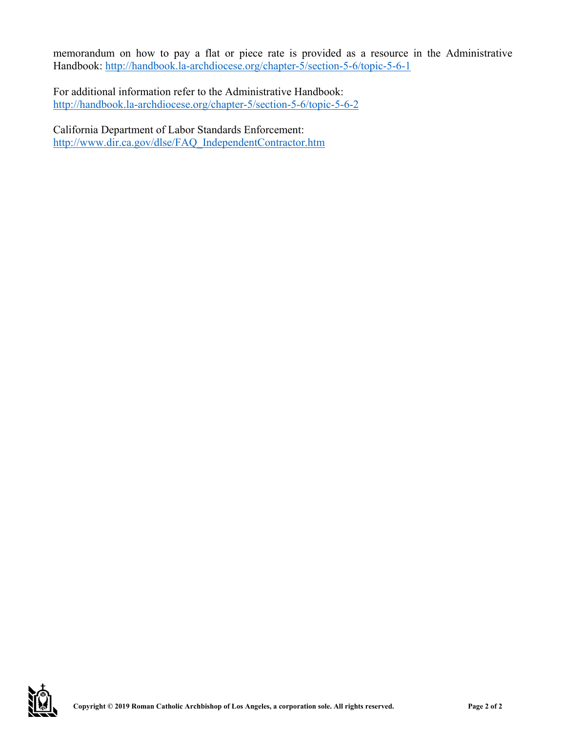memorandum on how to pay a flat or piece rate is provided as a resource in the Administrative Handbook: http://handbook.la-archdiocese.org/chapter-5/section-5-6/topic-5-6-1

For additional information refer to the Administrative Handbook:
http://handbook.la-archdiocese.org/chapter-5/section-5-6/topic-5-6-2

California Department of Labor Standards Enforcement:
http://www.dir.ca.gov/dlse/FAQ_IndependentContractor.htm